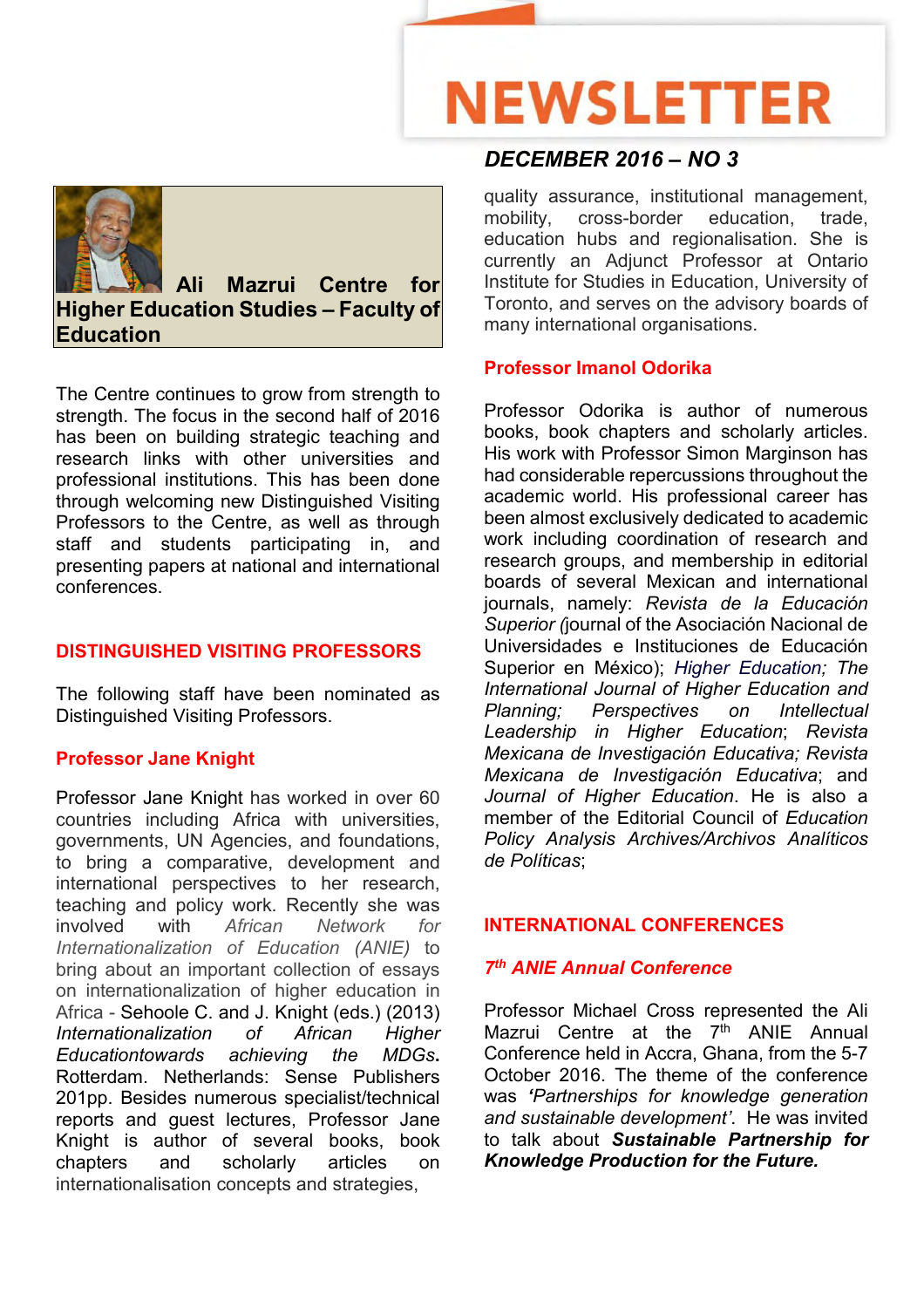# NEWSLETTER

## DECEMBER 2016 – NO 3

## Ali Mazrui Centre for Higher Education Studies – Faculty of Education

The Centre continues to grow from strength to strength. The focus in the second half of 2016 has been on building strategic teaching and research links with other universities and professional institutions. This has been done through welcoming new Distinguished Visiting Professors to the Centre, as well as through staff and students participating in, and presenting papers at national and international conferences.

## DISTINGUISHED VISITING PROFESSORS

The following staff have been nominated as Distinguished Visiting Professors.

### Professor Jane Knight

Professor Jane Knight has worked in over 60 countries including Africa with universities, governments, UN Agencies, and foundations, to bring a comparative, development and international perspectives to her research, teaching and policy work. Recently she was involved with *African Network for Internationalization of Education (ANIE)* to bring about an important collection of essays on internationalization of higher education in Africa - Sehoole C. and J. Knight (eds.) (2013) *Internationalization of African Higher Educationtowards achieving the MDGs***.** Rotterdam. Netherlands: Sense Publishers 201pp. Besides numerous specialist/technical reports and guest lectures, Professor Jane Knight is author of several books, book chapters and scholarly articles on internationalisation concepts and strategies, quality assurance, institutional management, mobility, cross-border education, trade, education hubs and regionalisation. She is currently an Adjunct Professor at Ontario Institute for Studies in Education, University of Toronto, and serves on the advisory boards of many international organisations.

### Professor Imanol Odorika

Professor Odorika is author of numerous books, book chapters and scholarly articles. His work with Professor Simon Marginson has had considerable repercussions throughout the academic world. His professional career has been almost exclusively dedicated to academic work including coordination of research and research groups, and membership in editorial boards of several Mexican and international journals, namely: *Revista de la Educación Superior (*journal of the Asociación Nacional de Universidades e Instituciones de Educación Superior en México); *Higher Education; The International Journal of Higher Education and Planning; Perspectives on Intellectual Leadership in Higher Education*; *Revista Mexicana de Investigación Educativa; Revista Mexicana de Investigación Educativa*; and *Journal of Higher Education*. He is also a member of the Editorial Council of *Education Policy Analysis Archives/Archivos Analíticos de Políticas*;

## INTERNATIONAL CONFERENCES

### *7th ANIE Annual Conference*

Professor Michael Cross represented the Ali Mazrui Centre at the 7th ANIE Annual Conference held in Accra, Ghana, from the 5-7 October 2016. The theme of the conference was *'Partnerships for knowledge generation and sustainable development'*. He was invited to talk about ***Sustainable Partnership for Knowledge Production for the Future.***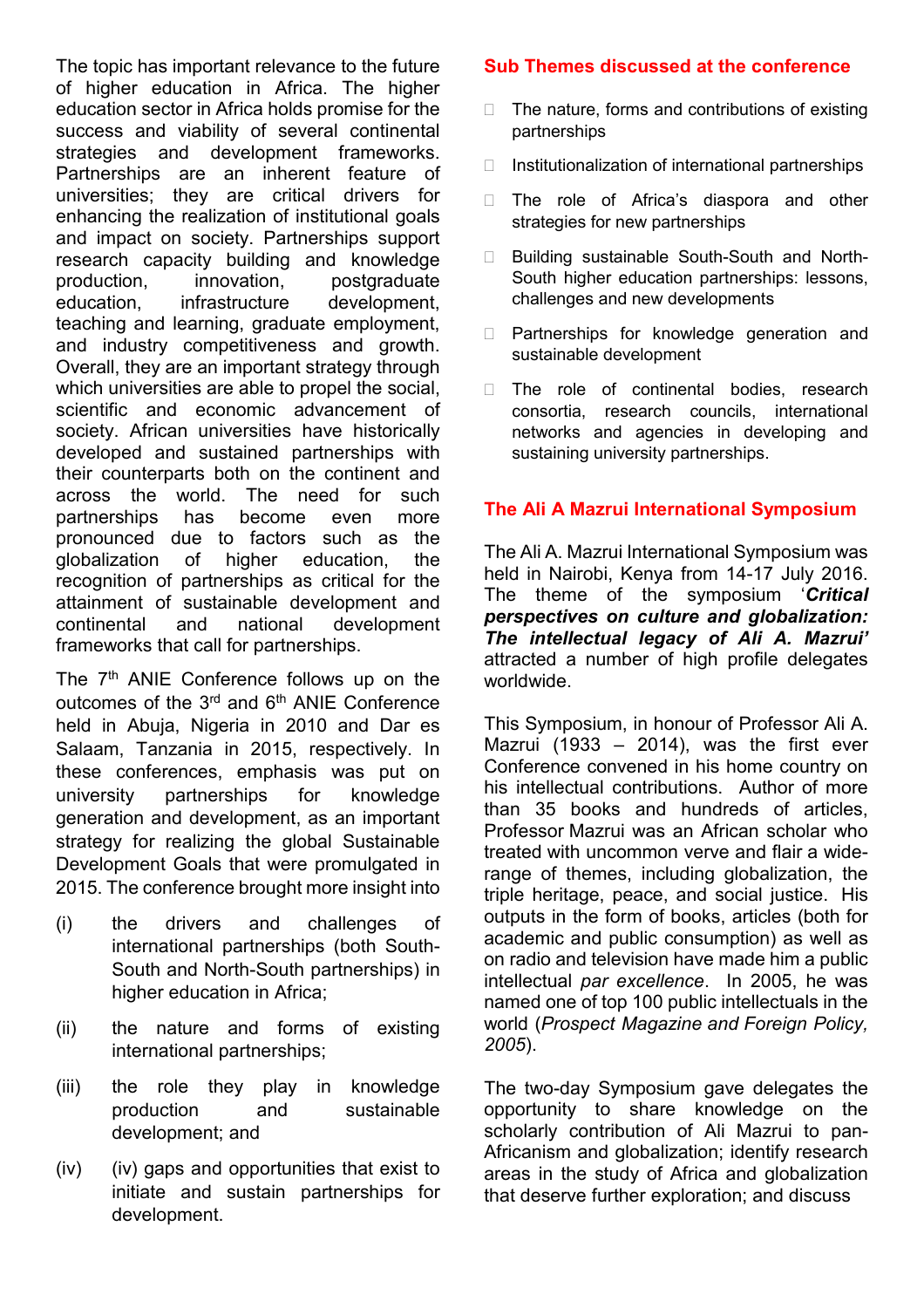The topic has important relevance to the future of higher education in Africa. The higher education sector in Africa holds promise for the success and viability of several continental strategies and development frameworks. Partnerships are an inherent feature of universities; they are critical drivers for enhancing the realization of institutional goals and impact on society. Partnerships support research capacity building and knowledge production, innovation, postgraduate education, infrastructure development, teaching and learning, graduate employment, and industry competitiveness and growth. Overall, they are an important strategy through which universities are able to propel the social, scientific and economic advancement of society. African universities have historically developed and sustained partnerships with their counterparts both on the continent and across the world. The need for such partnerships has become even more pronounced due to factors such as the globalization of higher education, the recognition of partnerships as critical for the attainment of sustainable development and continental and national development frameworks that call for partnerships.

The 7th ANIE Conference follows up on the outcomes of the 3rd and 6th ANIE Conference held in Abuja, Nigeria in 2010 and Dar es Salaam, Tanzania in 2015, respectively. In these conferences, emphasis was put on university partnerships for knowledge generation and development, as an important strategy for realizing the global Sustainable Development Goals that were promulgated in 2015. The conference brought more insight into

(i) the drivers and challenges of international partnerships (both South-South and North-South partnerships) in higher education in Africa;

(ii) the nature and forms of existing international partnerships;

(iii) the role they play in knowledge production and sustainable development; and

(iv) (iv) gaps and opportunities that exist to initiate and sustain partnerships for development.

## Sub Themes discussed at the conference

- The nature, forms and contributions of existing partnerships
- Institutionalization of international partnerships
- The role of Africa's diaspora and other strategies for new partnerships
- Building sustainable South-South and North-South higher education partnerships: lessons, challenges and new developments
- Partnerships for knowledge generation and sustainable development
- The role of continental bodies, research consortia, research councils, international networks and agencies in developing and sustaining university partnerships.

## The Ali A Mazrui International Symposium

The Ali A. Mazrui International Symposium was held in Nairobi, Kenya from 14-17 July 2016. The theme of the symposium '***Critical perspectives on culture and globalization: The intellectual legacy of Ali A. Mazrui'*** attracted a number of high profile delegates worldwide.

This Symposium, in honour of Professor Ali A. Mazrui (1933 – 2014), was the first ever Conference convened in his home country on his intellectual contributions. Author of more than 35 books and hundreds of articles, Professor Mazrui was an African scholar who treated with uncommon verve and flair a wide-range of themes, including globalization, the triple heritage, peace, and social justice. His outputs in the form of books, articles (both for academic and public consumption) as well as on radio and television have made him a public intellectual *par excellence*. In 2005, he was named one of top 100 public intellectuals in the world (*Prospect Magazine and Foreign Policy, 2005*).

The two-day Symposium gave delegates the opportunity to share knowledge on the scholarly contribution of Ali Mazrui to pan-Africanism and globalization; identify research areas in the study of Africa and globalization that deserve further exploration; and discuss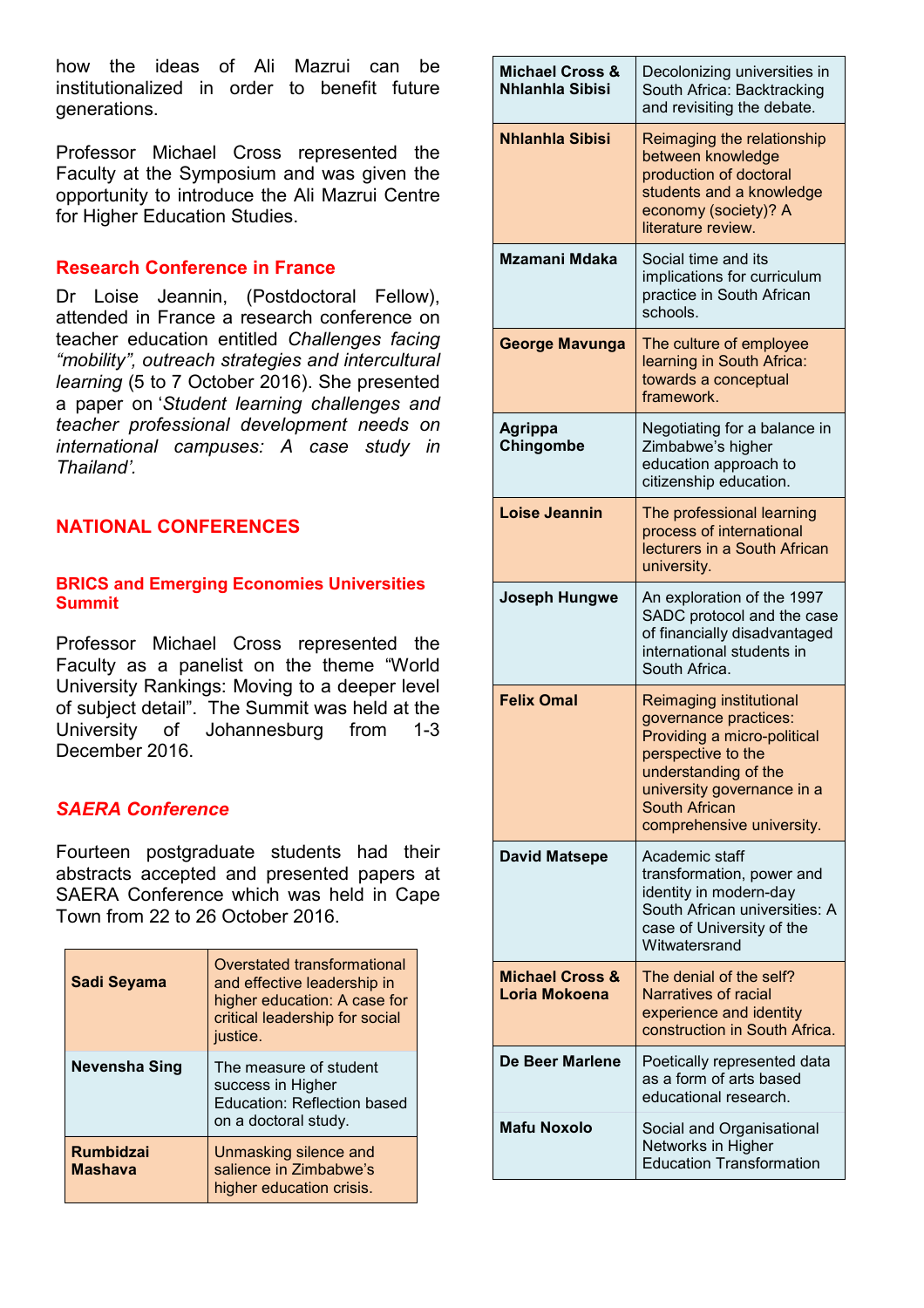how the ideas of Ali Mazrui can be institutionalized in order to benefit future generations.

Professor Michael Cross represented the Faculty at the Symposium and was given the opportunity to introduce the Ali Mazrui Centre for Higher Education Studies.

### Research Conference in France

Dr Loise Jeannin, (Postdoctoral Fellow), attended in France a research conference on teacher education entitled *Challenges facing "mobility", outreach strategies and intercultural learning* (5 to 7 October 2016). She presented a paper on '*Student learning challenges and teacher professional development needs on international campuses: A case study in Thailand'.*

## NATIONAL CONFERENCES

### BRICS and Emerging Economies Universities Summit

Professor Michael Cross represented the Faculty as a panelist on the theme "World University Rankings: Moving to a deeper level of subject detail". The Summit was held at the University of Johannesburg from 1-3 December 2016.

### *SAERA Conference*

Fourteen postgraduate students had their abstracts accepted and presented papers at SAERA Conference which was held in Cape Town from 22 to 26 October 2016.

| | |
|---|---|
| **Sadi Seyama** | Overstated transformational and effective leadership in higher education: A case for critical leadership for social justice. |
| **Nevensha Sing** | The measure of student success in Higher Education: Reflection based on a doctoral study. |
| **Rumbidzai Mashava** | Unmasking silence and salience in Zimbabwe's higher education crisis. |
| **Michael Cross & Nhlanhla Sibisi** | Decolonizing universities in South Africa: Backtracking and revisiting the debate. |
| **Nhlanhla Sibisi** | Reimaging the relationship between knowledge production of doctoral students and a knowledge economy (society)? A literature review. |
| **Mzamani Mdaka** | Social time and its implications for curriculum practice in South African schools. |
| **George Mavunga** | The culture of employee learning in South Africa: towards a conceptual framework. |
| **Agrippa Chingombe** | Negotiating for a balance in Zimbabwe's higher education approach to citizenship education. |
| **Loise Jeannin** | The professional learning process of international lecturers in a South African university. |
| **Joseph Hungwe** | An exploration of the 1997 SADC protocol and the case of financially disadvantaged international students in South Africa. |
| **Felix Omal** | Reimaging institutional governance practices: Providing a micro-political perspective to the understanding of the university governance in a South African comprehensive university. |
| **David Matsepe** | Academic staff transformation, power and identity in modern-day South African universities: A case of University of the Witwatersrand |
| **Michael Cross & Loria Mokoena** | The denial of the self? Narratives of racial experience and identity construction in South Africa. |
| **De Beer Marlene** | Poetically represented data as a form of arts based educational research. |
| **Mafu Noxolo** | Social and Organisational Networks in Higher Education Transformation |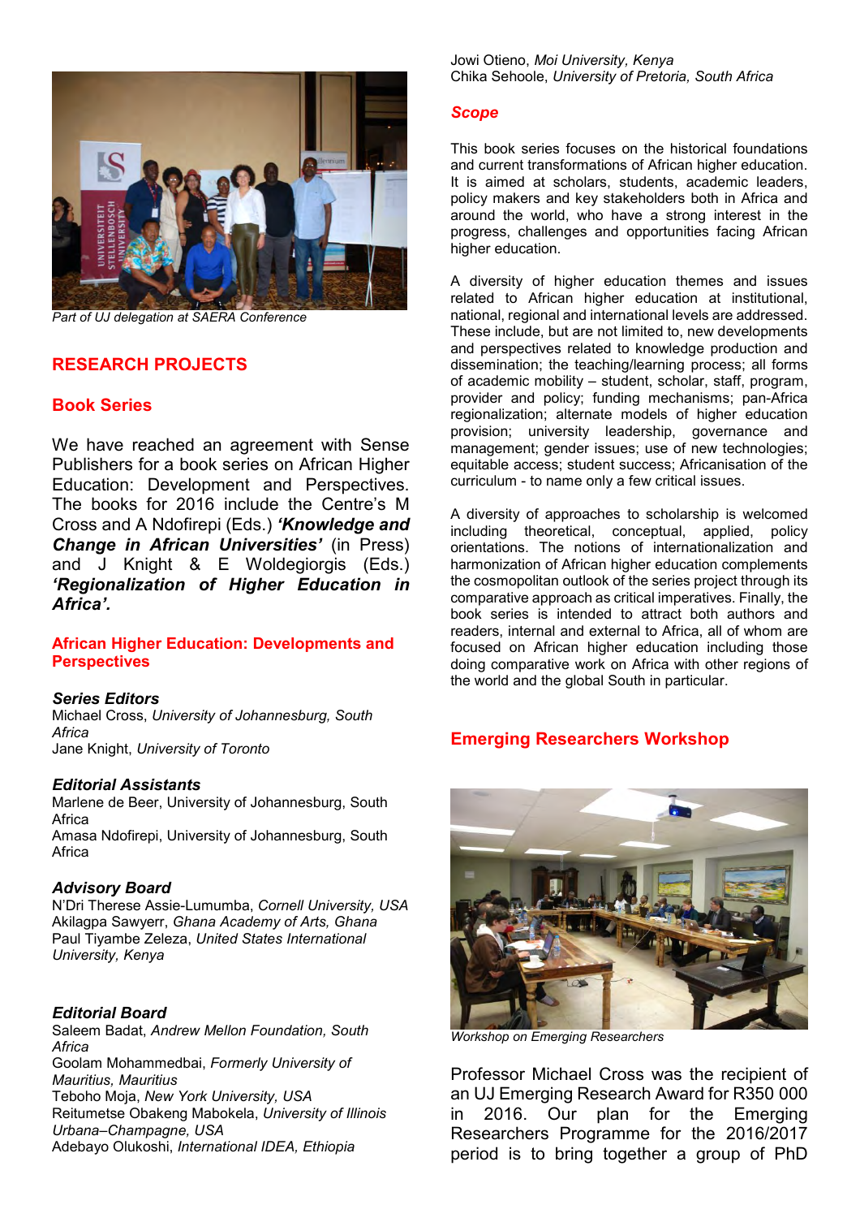*Part of UJ delegation at SAERA Conference*

## RESEARCH PROJECTS

### Book Series

We have reached an agreement with Sense Publishers for a book series on African Higher Education: Development and Perspectives. The books for 2016 include the Centre's M Cross and A Ndofirepi (Eds.) ***'Knowledge and Change in African Universities'*** (in Press) and J Knight & E Woldegiorgis (Eds.) ***'Regionalization of Higher Education in Africa'.***

### African Higher Education: Developments and Perspectives

***Series Editors***
Michael Cross, *University of Johannesburg, South Africa*
Jane Knight, *University of Toronto*

***Editorial Assistants***
Marlene de Beer, University of Johannesburg, South Africa
Amasa Ndofirepi, University of Johannesburg, South Africa

***Advisory Board***
N'Dri Therese Assie-Lumumba, *Cornell University, USA*
Akilagpa Sawyerr, *Ghana Academy of Arts, Ghana*
Paul Tiyambe Zeleza, *United States International University, Kenya*

***Editorial Board***
Saleem Badat, *Andrew Mellon Foundation, South Africa*
Goolam Mohammedbai, *Formerly University of Mauritius, Mauritius*
Teboho Moja, *New York University, USA*
Reitumetse Obakeng Mabokela, *University of Illinois Urbana–Champagne, USA*
Adebayo Olukoshi, *International IDEA, Ethiopia*
Jowi Otieno, *Moi University, Kenya*
Chika Sehoole, *University of Pretoria, South Africa*

***Scope***

This book series focuses on the historical foundations and current transformations of African higher education. It is aimed at scholars, students, academic leaders, policy makers and key stakeholders both in Africa and around the world, who have a strong interest in the progress, challenges and opportunities facing African higher education.

A diversity of higher education themes and issues related to African higher education at institutional, national, regional and international levels are addressed. These include, but are not limited to, new developments and perspectives related to knowledge production and dissemination; the teaching/learning process; all forms of academic mobility – student, scholar, staff, program, provider and policy; funding mechanisms; pan-Africa regionalization; alternate models of higher education provision; university leadership, governance and management; gender issues; use of new technologies; equitable access; student success; Africanisation of the curriculum - to name only a few critical issues.

A diversity of approaches to scholarship is welcomed including theoretical, conceptual, applied, policy orientations. The notions of internationalization and harmonization of African higher education complements the cosmopolitan outlook of the series project through its comparative approach as critical imperatives. Finally, the book series is intended to attract both authors and readers, internal and external to Africa, all of whom are focused on African higher education including those doing comparative work on Africa with other regions of the world and the global South in particular.

### Emerging Researchers Workshop

*Workshop on Emerging Researchers*

Professor Michael Cross was the recipient of an UJ Emerging Research Award for R350 000 in 2016. Our plan for the Emerging Researchers Programme for the 2016/2017 period is to bring together a group of PhD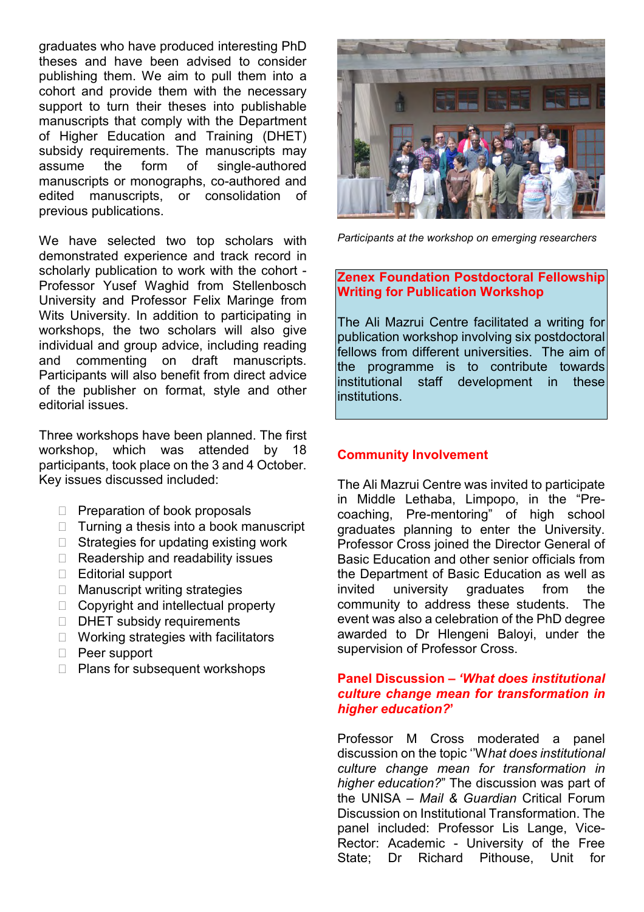graduates who have produced interesting PhD theses and have been advised to consider publishing them. We aim to pull them into a cohort and provide them with the necessary support to turn their theses into publishable manuscripts that comply with the Department of Higher Education and Training (DHET) subsidy requirements. The manuscripts may assume the form of single-authored manuscripts or monographs, co-authored and edited manuscripts, or consolidation of previous publications.

We have selected two top scholars with demonstrated experience and track record in scholarly publication to work with the cohort - Professor Yusef Waghid from Stellenbosch University and Professor Felix Maringe from Wits University. In addition to participating in workshops, the two scholars will also give individual and group advice, including reading and commenting on draft manuscripts. Participants will also benefit from direct advice of the publisher on format, style and other editorial issues.

Three workshops have been planned. The first workshop, which was attended by 18 participants, took place on the 3 and 4 October. Key issues discussed included:

- Preparation of book proposals
- Turning a thesis into a book manuscript
- Strategies for updating existing work
- Readership and readability issues
- Editorial support
- Manuscript writing strategies
- Copyright and intellectual property
- DHET subsidy requirements
- Working strategies with facilitators
- Peer support
- Plans for subsequent workshops

*Participants at the workshop on emerging researchers*

**Zenex Foundation Postdoctoral Fellowship Writing for Publication Workshop**

The Ali Mazrui Centre facilitated a writing for publication workshop involving six postdoctoral fellows from different universities. The aim of the programme is to contribute towards institutional staff development in these institutions.

**Community Involvement**

The Ali Mazrui Centre was invited to participate in Middle Lethaba, Limpopo, in the "Pre-coaching, Pre-mentoring" of high school graduates planning to enter the University. Professor Cross joined the Director General of Basic Education and other senior officials from the Department of Basic Education as well as invited university graduates from the community to address these students. The event was also a celebration of the PhD degree awarded to Dr Hlengeni Baloyi, under the supervision of Professor Cross.

**Panel Discussion – *'What does institutional culture change mean for transformation in higher education?'***

Professor M Cross moderated a panel discussion on the topic ''W*hat does institutional culture change mean for transformation in higher education?*" The discussion was part of the UNISA – *Mail & Guardian* Critical Forum Discussion on Institutional Transformation. The panel included: Professor Lis Lange, Vice-Rector: Academic - University of the Free State; Dr Richard Pithouse, Unit for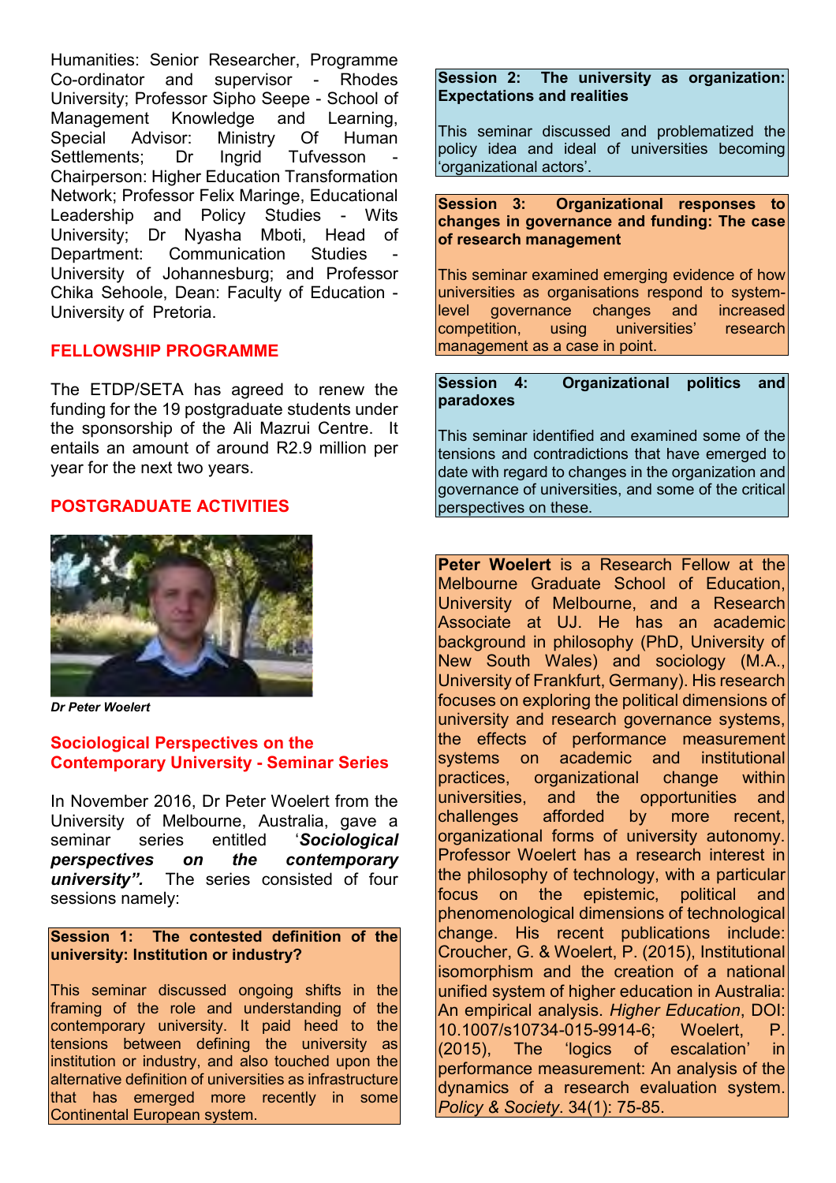Humanities: Senior Researcher, Programme Co-ordinator and supervisor - Rhodes University; Professor Sipho Seepe - School of Management Knowledge and Learning, Special Advisor: Ministry Of Human Settlements; Dr Ingrid Tufvesson - Chairperson: Higher Education Transformation Network; Professor Felix Maringe, Educational Leadership and Policy Studies - Wits University; Dr Nyasha Mboti, Head of Department: Communication Studies - University of Johannesburg; and Professor Chika Sehoole, Dean: Faculty of Education - University of Pretoria.

## FELLOWSHIP PROGRAMME

The ETDP/SETA has agreed to renew the funding for the 19 postgraduate students under the sponsorship of the Ali Mazrui Centre. It entails an amount of around R2.9 million per year for the next two years.

## POSTGRADUATE ACTIVITIES

***Dr Peter Woelert***

### Sociological Perspectives on the Contemporary University - Seminar Series

In November 2016, Dr Peter Woelert from the University of Melbourne, Australia, gave a seminar series entitled '***Sociological perspectives on the contemporary university".*** The series consisted of four sessions namely:

**Session 1: The contested definition of the university: Institution or industry?**

This seminar discussed ongoing shifts in the framing of the role and understanding of the contemporary university. It paid heed to the tensions between defining the university as institution or industry, and also touched upon the alternative definition of universities as infrastructure that has emerged more recently in some Continental European system.

**Session 2: The university as organization: Expectations and realities**

This seminar discussed and problematized the policy idea and ideal of universities becoming 'organizational actors'.

**Session 3: Organizational responses to changes in governance and funding: The case of research management**

This seminar examined emerging evidence of how universities as organisations respond to system-level governance changes and increased competition, using universities' research management as a case in point.

**Session 4: Organizational politics and paradoxes**

This seminar identified and examined some of the tensions and contradictions that have emerged to date with regard to changes in the organization and governance of universities, and some of the critical perspectives on these.

**Peter Woelert** is a Research Fellow at the Melbourne Graduate School of Education, University of Melbourne, and a Research Associate at UJ. He has an academic background in philosophy (PhD, University of New South Wales) and sociology (M.A., University of Frankfurt, Germany). His research focuses on exploring the political dimensions of university and research governance systems, the effects of performance measurement systems on academic and institutional practices, organizational change within universities, and the opportunities and challenges afforded by more recent, organizational forms of university autonomy. Professor Woelert has a research interest in the philosophy of technology, with a particular focus on the epistemic, political and phenomenological dimensions of technological change. His recent publications include: Croucher, G. & Woelert, P. (2015), Institutional isomorphism and the creation of a national unified system of higher education in Australia: An empirical analysis. *Higher Education*, DOI: 10.1007/s10734-015-9914-6; Woelert, P. (2015), The 'logics of escalation' in performance measurement: An analysis of the dynamics of a research evaluation system. *Policy & Society*. 34(1): 75-85.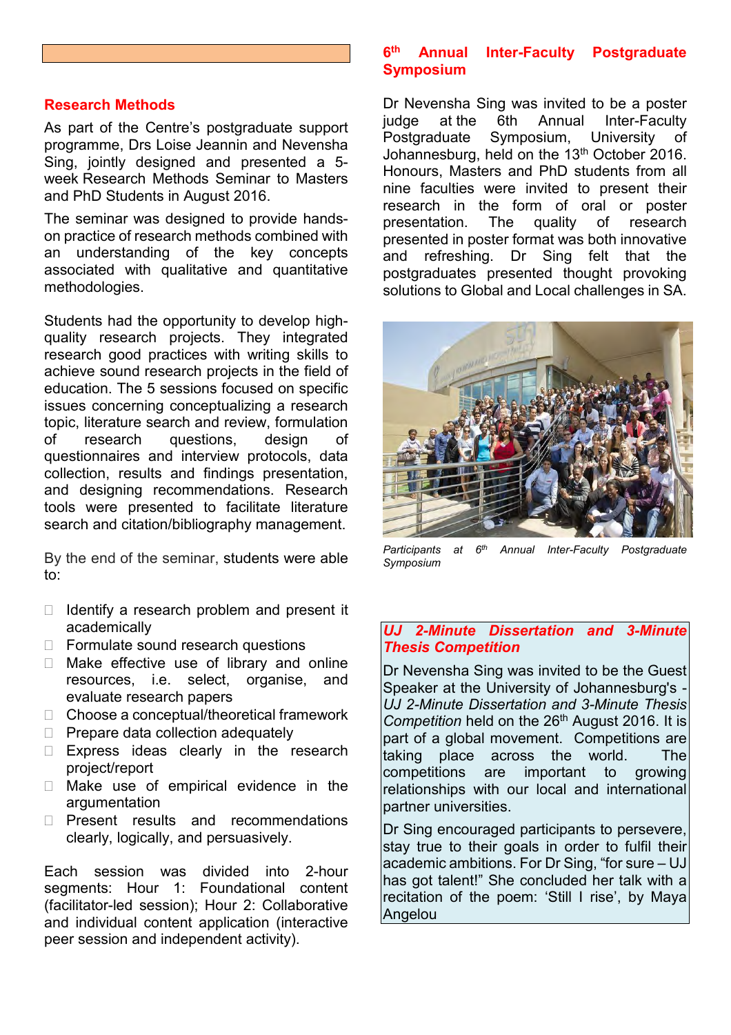## Research Methods

As part of the Centre's postgraduate support programme, Drs Loise Jeannin and Nevensha Sing, jointly designed and presented a 5-week Research Methods Seminar to Masters and PhD Students in August 2016.

The seminar was designed to provide hands-on practice of research methods combined with an understanding of the key concepts associated with qualitative and quantitative methodologies.

Students had the opportunity to develop high-quality research projects. They integrated research good practices with writing skills to achieve sound research projects in the field of education. The 5 sessions focused on specific issues concerning conceptualizing a research topic, literature search and review, formulation of research questions, design of questionnaires and interview protocols, data collection, results and findings presentation, and designing recommendations. Research tools were presented to facilitate literature search and citation/bibliography management.

By the end of the seminar, students were able to:

- Identify a research problem and present it academically
- Formulate sound research questions
- Make effective use of library and online resources, i.e. select, organise, and evaluate research papers
- Choose a conceptual/theoretical framework
- Prepare data collection adequately
- Express ideas clearly in the research project/report
- Make use of empirical evidence in the argumentation
- Present results and recommendations clearly, logically, and persuasively.

Each session was divided into 2-hour segments: Hour 1: Foundational content (facilitator-led session); Hour 2: Collaborative and individual content application (interactive peer session and independent activity).

## 6th Annual Inter-Faculty Postgraduate Symposium

Dr Nevensha Sing was invited to be a poster judge at the 6th Annual Inter-Faculty Postgraduate Symposium, University of Johannesburg, held on the 13th October 2016. Honours, Masters and PhD students from all nine faculties were invited to present their research in the form of oral or poster presentation. The quality of research presented in poster format was both innovative and refreshing. Dr Sing felt that the postgraduates presented thought provoking solutions to Global and Local challenges in SA.

*Participants at 6th Annual Inter-Faculty Postgraduate Symposium*

## *UJ 2-Minute Dissertation and 3-Minute Thesis Competition*

Dr Nevensha Sing was invited to be the Guest Speaker at the University of Johannesburg's - *UJ 2-Minute Dissertation and 3-Minute Thesis Competition* held on the 26th August 2016. It is part of a global movement. Competitions are taking place across the world. The competitions are important to growing relationships with our local and international partner universities.

Dr Sing encouraged participants to persevere, stay true to their goals in order to fulfil their academic ambitions. For Dr Sing, "for sure – UJ has got talent!" She concluded her talk with a recitation of the poem: 'Still I rise', by Maya Angelou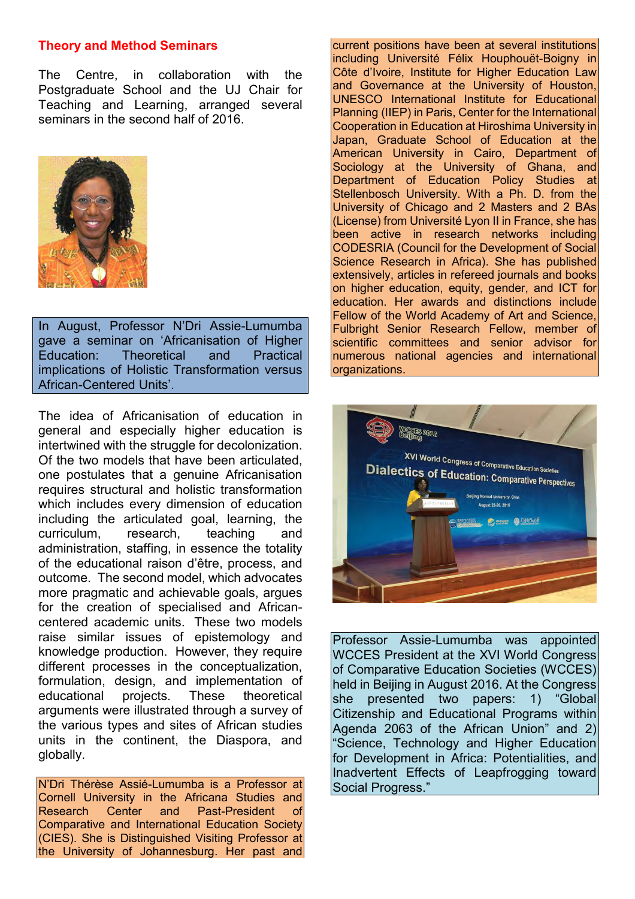## Theory and Method Seminars

The Centre, in collaboration with the Postgraduate School and the UJ Chair for Teaching and Learning, arranged several seminars in the second half of 2016.

In August, Professor N'Dri Assie-Lumumba gave a seminar on 'Africanisation of Higher Education: Theoretical and Practical implications of Holistic Transformation versus African-Centered Units'.

The idea of Africanisation of education in general and especially higher education is intertwined with the struggle for decolonization. Of the two models that have been articulated, one postulates that a genuine Africanisation requires structural and holistic transformation which includes every dimension of education including the articulated goal, learning, the curriculum, research, teaching and administration, staffing, in essence the totality of the educational raison d'être, process, and outcome. The second model, which advocates more pragmatic and achievable goals, argues for the creation of specialised and African-centered academic units. These two models raise similar issues of epistemology and knowledge production. However, they require different processes in the conceptualization, formulation, design, and implementation of educational projects. These theoretical arguments were illustrated through a survey of the various types and sites of African studies units in the continent, the Diaspora, and globally.

N'Dri Thérèse Assié-Lumumba is a Professor at Cornell University in the Africana Studies and Research Center and Past-President of Comparative and International Education Society (CIES). She is Distinguished Visiting Professor at the University of Johannesburg. Her past and current positions have been at several institutions including Université Félix Houphouët-Boigny in Côte d'Ivoire, Institute for Higher Education Law and Governance at the University of Houston, UNESCO International Institute for Educational Planning (IIEP) in Paris, Center for the International Cooperation in Education at Hiroshima University in Japan, Graduate School of Education at the American University in Cairo, Department of Sociology at the University of Ghana, and Department of Education Policy Studies at Stellenbosch University. With a Ph. D. from the University of Chicago and 2 Masters and 2 BAs (License) from Université Lyon II in France, she has been active in research networks including CODESRIA (Council for the Development of Social Science Research in Africa). She has published extensively, articles in refereed journals and books on higher education, equity, gender, and ICT for education. Her awards and distinctions include Fellow of the World Academy of Art and Science, Fulbright Senior Research Fellow, member of scientific committees and senior advisor for numerous national agencies and international organizations.

Professor Assie-Lumumba was appointed WCCES President at the XVI World Congress of Comparative Education Societies (WCCES) held in Beijing in August 2016. At the Congress she presented two papers: 1) "Global Citizenship and Educational Programs within Agenda 2063 of the African Union" and 2) "Science, Technology and Higher Education for Development in Africa: Potentialities, and Inadvertent Effects of Leapfrogging toward Social Progress."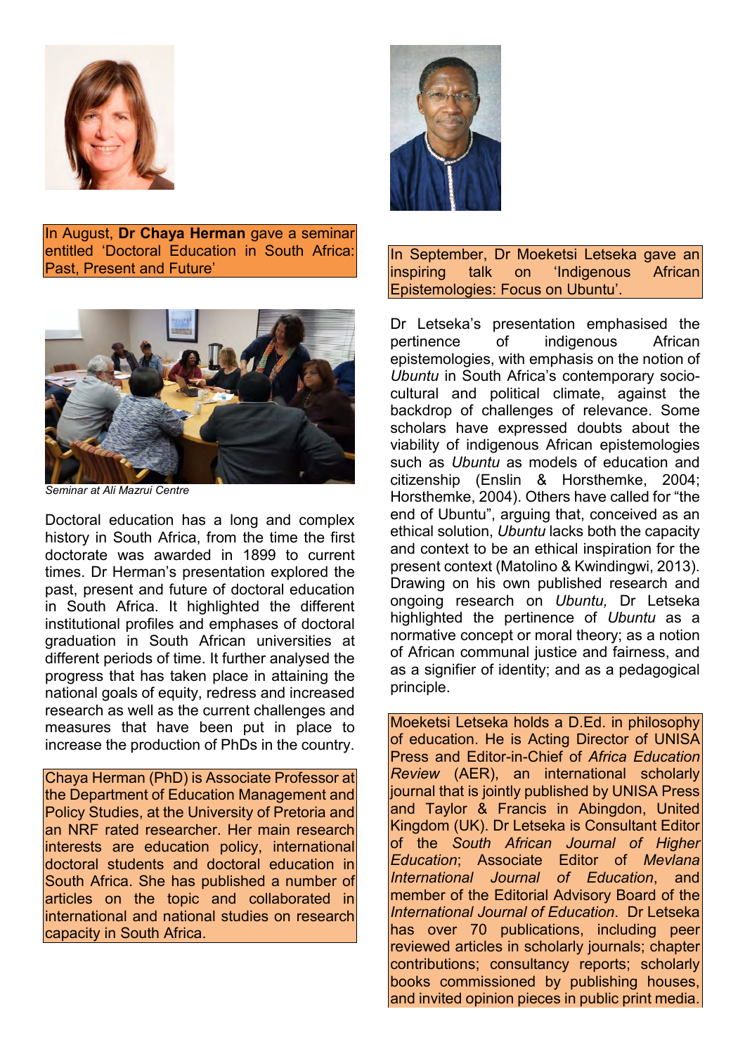In August, **Dr Chaya Herman** gave a seminar entitled 'Doctoral Education in South Africa: Past, Present and Future'

*Seminar at Ali Mazrui Centre*

Doctoral education has a long and complex history in South Africa, from the time the first doctorate was awarded in 1899 to current times. Dr Herman's presentation explored the past, present and future of doctoral education in South Africa. It highlighted the different institutional profiles and emphases of doctoral graduation in South African universities at different periods of time. It further analysed the progress that has taken place in attaining the national goals of equity, redress and increased research as well as the current challenges and measures that have been put in place to increase the production of PhDs in the country.

Chaya Herman (PhD) is Associate Professor at the Department of Education Management and Policy Studies, at the University of Pretoria and an NRF rated researcher. Her main research interests are education policy, international doctoral students and doctoral education in South Africa. She has published a number of articles on the topic and collaborated in international and national studies on research capacity in South Africa.

In September, Dr Moeketsi Letseka gave an inspiring talk on 'Indigenous African Epistemologies: Focus on Ubuntu'.

Dr Letseka's presentation emphasised the pertinence of indigenous African epistemologies, with emphasis on the notion of *Ubuntu* in South Africa's contemporary socio-cultural and political climate, against the backdrop of challenges of relevance. Some scholars have expressed doubts about the viability of indigenous African epistemologies such as *Ubuntu* as models of education and citizenship (Enslin & Horsthemke, 2004; Horsthemke, 2004). Others have called for "the end of Ubuntu", arguing that, conceived as an ethical solution, *Ubuntu* lacks both the capacity and context to be an ethical inspiration for the present context (Matolino & Kwindingwi, 2013). Drawing on his own published research and ongoing research on *Ubuntu,* Dr Letseka highlighted the pertinence of *Ubuntu* as a normative concept or moral theory; as a notion of African communal justice and fairness, and as a signifier of identity; and as a pedagogical principle.

Moeketsi Letseka holds a D.Ed. in philosophy of education. He is Acting Director of UNISA Press and Editor-in-Chief of *Africa Education Review* (AER), an international scholarly journal that is jointly published by UNISA Press and Taylor & Francis in Abingdon, United Kingdom (UK). Dr Letseka is Consultant Editor of the *South African Journal of Higher Education*; Associate Editor of *Mevlana International Journal of Education*, and member of the Editorial Advisory Board of the *International Journal of Education*. Dr Letseka has over 70 publications, including peer reviewed articles in scholarly journals; chapter contributions; consultancy reports; scholarly books commissioned by publishing houses, and invited opinion pieces in public print media.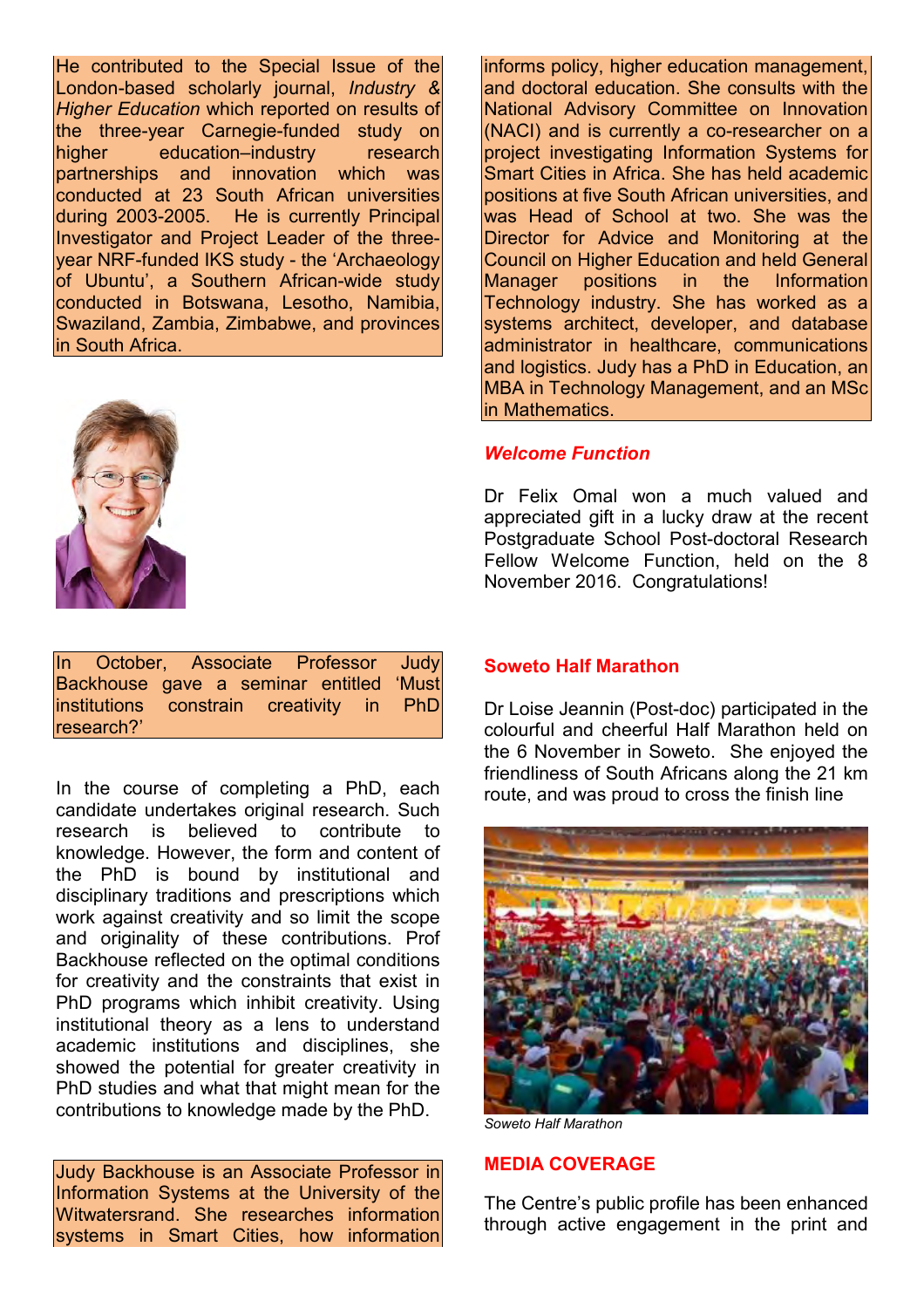He contributed to the Special Issue of the London-based scholarly journal, *Industry & Higher Education* which reported on results of the three-year Carnegie-funded study on higher education–industry research partnerships and innovation which was conducted at 23 South African universities during 2003-2005. He is currently Principal Investigator and Project Leader of the three-year NRF-funded IKS study - the 'Archaeology of Ubuntu', a Southern African-wide study conducted in Botswana, Lesotho, Namibia, Swaziland, Zambia, Zimbabwe, and provinces in South Africa.

In October, Associate Professor Judy Backhouse gave a seminar entitled 'Must institutions constrain creativity in PhD research?'

In the course of completing a PhD, each candidate undertakes original research. Such research is believed to contribute to knowledge. However, the form and content of the PhD is bound by institutional and disciplinary traditions and prescriptions which work against creativity and so limit the scope and originality of these contributions. Prof Backhouse reflected on the optimal conditions for creativity and the constraints that exist in PhD programs which inhibit creativity. Using institutional theory as a lens to understand academic institutions and disciplines, she showed the potential for greater creativity in PhD studies and what that might mean for the contributions to knowledge made by the PhD.

Judy Backhouse is an Associate Professor in Information Systems at the University of the Witwatersrand. She researches information systems in Smart Cities, how information informs policy, higher education management, and doctoral education. She consults with the National Advisory Committee on Innovation (NACI) and is currently a co-researcher on a project investigating Information Systems for Smart Cities in Africa. She has held academic positions at five South African universities, and was Head of School at two. She was the Director for Advice and Monitoring at the Council on Higher Education and held General Manager positions in the Information Technology industry. She has worked as a systems architect, developer, and database administrator in healthcare, communications and logistics. Judy has a PhD in Education, an MBA in Technology Management, and an MSc in Mathematics.

### *Welcome Function*

Dr Felix Omal won a much valued and appreciated gift in a lucky draw at the recent Postgraduate School Post-doctoral Research Fellow Welcome Function, held on the 8 November 2016. Congratulations!

### Soweto Half Marathon

Dr Loise Jeannin (Post-doc) participated in the colourful and cheerful Half Marathon held on the 6 November in Soweto. She enjoyed the friendliness of South Africans along the 21 km route, and was proud to cross the finish line

*Soweto Half Marathon*

## MEDIA COVERAGE

The Centre's public profile has been enhanced through active engagement in the print and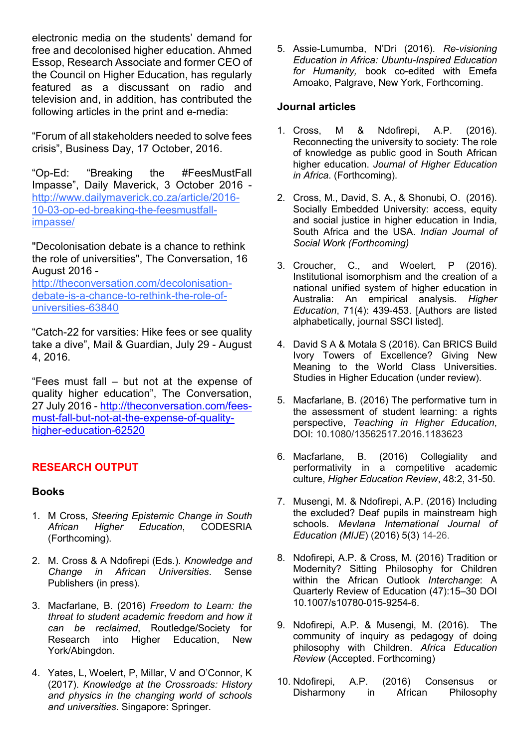electronic media on the students' demand for free and decolonised higher education. Ahmed Essop, Research Associate and former CEO of the Council on Higher Education, has regularly featured as a discussant on radio and television and, in addition, has contributed the following articles in the print and e-media:

"Forum of all stakeholders needed to solve fees crisis", Business Day, 17 October, 2016.

"Op-Ed: "Breaking the #FeesMustFall Impasse", Daily Maverick, 3 October 2016 - http://www.dailymaverick.co.za/article/2016-10-03-op-ed-breaking-the-feesmustfall-impasse/

"Decolonisation debate is a chance to rethink the role of universities", The Conversation, 16 August 2016 - http://theconversation.com/decolonisation-debate-is-a-chance-to-rethink-the-role-of-universities-63840

"Catch-22 for varsities: Hike fees or see quality take a dive", Mail & Guardian, July 29 - August 4, 2016.

"Fees must fall – but not at the expense of quality higher education", The Conversation, 27 July 2016 - http://theconversation.com/fees-must-fall-but-not-at-the-expense-of-quality-higher-education-62520

## RESEARCH OUTPUT

### Books

1. M Cross, *Steering Epistemic Change in South African Higher Education*, CODESRIA (Forthcoming).

2. M. Cross & A Ndofirepi (Eds.). *Knowledge and Change in African Universities*. Sense Publishers (in press).

3. Macfarlane, B. (2016) *Freedom to Learn: the threat to student academic freedom and how it can be reclaimed*, Routledge/Society for Research into Higher Education, New York/Abingdon.

4. Yates, L, Woelert, P, Millar, V and O'Connor, K (2017). *Knowledge at the Crossroads: History and physics in the changing world of schools and universities.* Singapore: Springer.

5. Assie-Lumumba, N'Dri (2016). *Re-visioning Education in Africa: Ubuntu-Inspired Education for Humanity,* book co-edited with Emefa Amoako, Palgrave, New York, Forthcoming.

### Journal articles

1. Cross, M & Ndofirepi, A.P. (2016). Reconnecting the university to society: The role of knowledge as public good in South African higher education. *Journal of Higher Education in Africa*. (Forthcoming).

2. Cross, M., David, S. A., & Shonubi, O. (2016). Socially Embedded University: access, equity and social justice in higher education in India, South Africa and the USA. *Indian Journal of Social Work (Forthcoming)*

3. Croucher, C., and Woelert, P (2016). Institutional isomorphism and the creation of a national unified system of higher education in Australia: An empirical analysis. *Higher Education*, 71(4): 439-453. [Authors are listed alphabetically, journal SSCI listed].

4. David S A & Motala S (2016). Can BRICS Build Ivory Towers of Excellence? Giving New Meaning to the World Class Universities. Studies in Higher Education (under review).

5. Macfarlane, B. (2016) The performative turn in the assessment of student learning: a rights perspective, *Teaching in Higher Education*, DOI: 10.1080/13562517.2016.1183623

6. Macfarlane, B. (2016) Collegiality and performativity in a competitive academic culture, *Higher Education Review*, 48:2, 31-50.

7. Musengi, M. & Ndofirepi, A.P. (2016) Including the excluded? Deaf pupils in mainstream high schools. *Mevlana International Journal of Education (MIJE*) (2016) 5(3) 14-26.

8. Ndofirepi, A.P. & Cross, M. (2016) Tradition or Modernity? Sitting Philosophy for Children within the African Outlook *Interchange*: A Quarterly Review of Education (47):15–30 DOI 10.1007/s10780-015-9254-6.

9. Ndofirepi, A.P. & Musengi, M. (2016). The community of inquiry as pedagogy of doing philosophy with Children. *Africa Education Review* (Accepted. Forthcoming)

10. Ndofirepi, A.P. (2016) Consensus or Disharmony in African Philosophy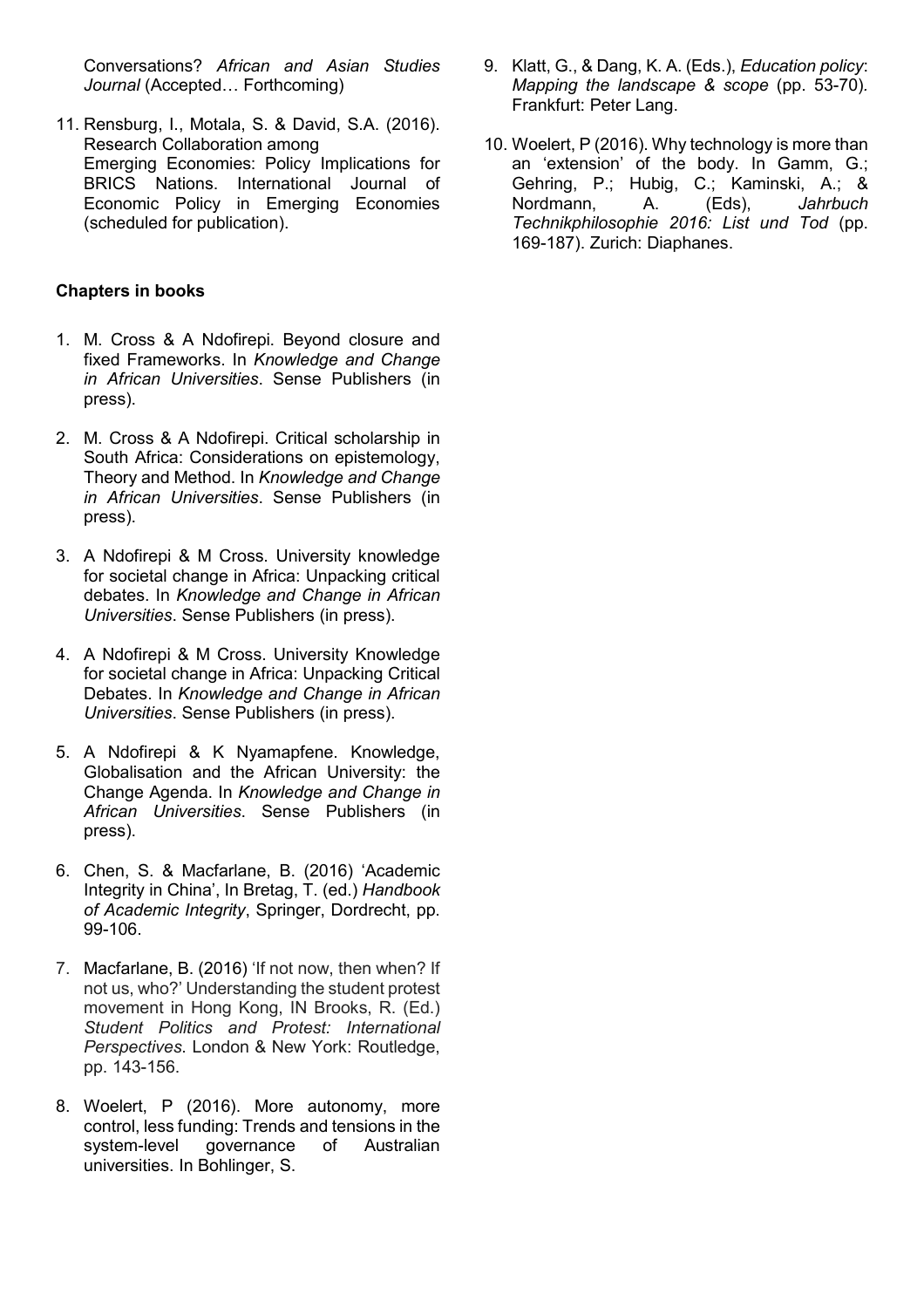Conversations? *African and Asian Studies Journal* (Accepted… Forthcoming)

11. Rensburg, I., Motala, S. & David, S.A. (2016). Research Collaboration among Emerging Economies: Policy Implications for BRICS Nations. International Journal of Economic Policy in Emerging Economies (scheduled for publication).

**Chapters in books**

1. M. Cross & A Ndofirepi. Beyond closure and fixed Frameworks. In *Knowledge and Change in African Universities*. Sense Publishers (in press).

2. M. Cross & A Ndofirepi. Critical scholarship in South Africa: Considerations on epistemology, Theory and Method. In *Knowledge and Change in African Universities*. Sense Publishers (in press).

3. A Ndofirepi & M Cross. University knowledge for societal change in Africa: Unpacking critical debates. In *Knowledge and Change in African Universities*. Sense Publishers (in press).

4. A Ndofirepi & M Cross. University Knowledge for societal change in Africa: Unpacking Critical Debates. In *Knowledge and Change in African Universities*. Sense Publishers (in press).

5. A Ndofirepi & K Nyamapfene. Knowledge, Globalisation and the African University: the Change Agenda. In *Knowledge and Change in African Universities*. Sense Publishers (in press).

6. Chen, S. & Macfarlane, B. (2016) 'Academic Integrity in China', In Bretag, T. (ed.) *Handbook of Academic Integrity*, Springer, Dordrecht, pp. 99-106.

7. Macfarlane, B. (2016) 'If not now, then when? If not us, who?' Understanding the student protest movement in Hong Kong, IN Brooks, R. (Ed.) *Student Politics and Protest: International Perspectives.* London & New York: Routledge, pp. 143-156.

8. Woelert, P (2016). More autonomy, more control, less funding: Trends and tensions in the system-level governance of Australian universities. In Bohlinger, S.

9. Klatt, G., & Dang, K. A. (Eds.), *Education policy*: *Mapping the landscape & scope* (pp. 53-70). Frankfurt: Peter Lang.

10. Woelert, P (2016). Why technology is more than an 'extension' of the body. In Gamm, G.; Gehring, P.; Hubig, C.; Kaminski, A.; & Nordmann, A. (Eds), *Jahrbuch Technikphilosophie 2016: List und Tod* (pp. 169-187). Zurich: Diaphanes.